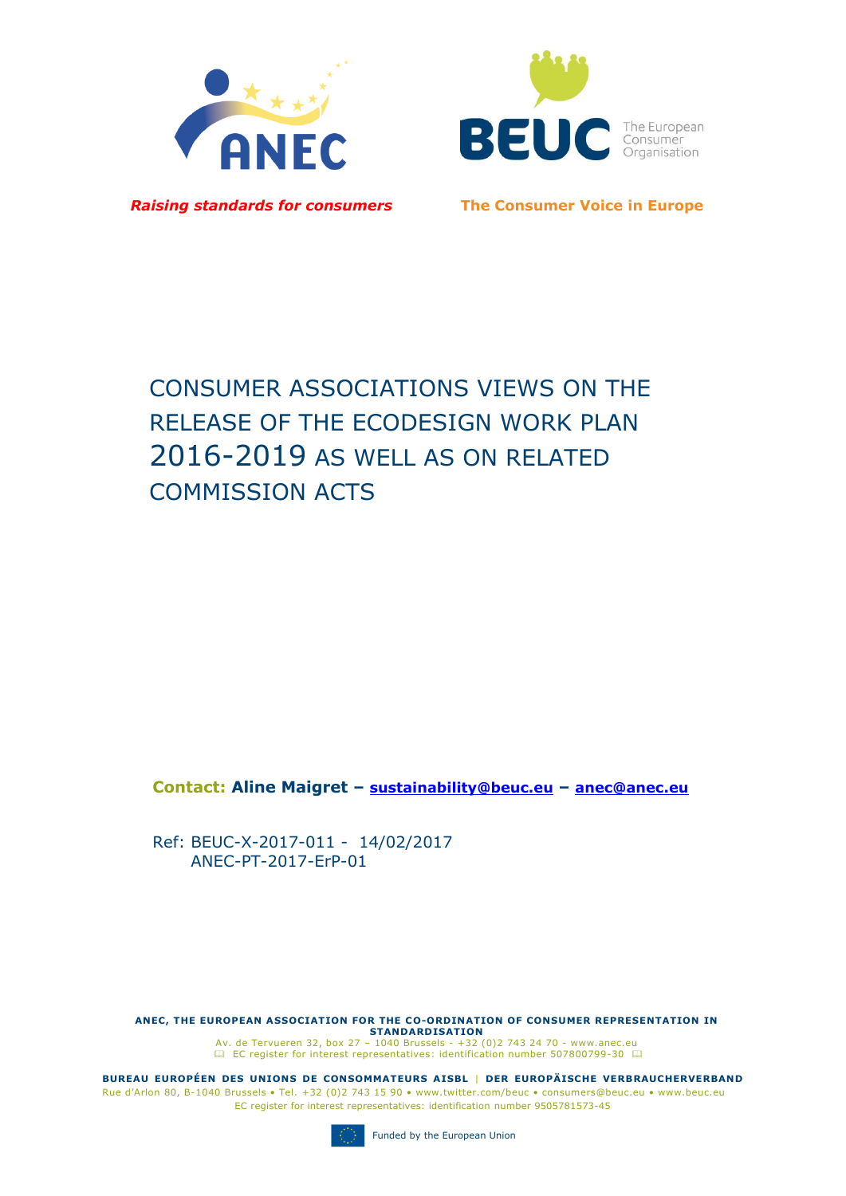*Raising standards for consumers*

**The Consumer Voice in Europe**

# CONSUMER ASSOCIATIONS VIEWS ON THE RELEASE OF THE ECODESIGN WORK PLAN 2016-2019 AS WELL AS ON RELATED COMMISSION ACTS

**Contact: Aline Maigret – sustainability@beuc.eu – anec@anec.eu**

Ref: BEUC-X-2017-011 - 14/02/2017
ANEC-PT-2017-ErP-01

**ANEC, THE EUROPEAN ASSOCIATION FOR THE CO-ORDINATION OF CONSUMER REPRESENTATION IN STANDARDISATION**
Av. de Tervueren 32, box 27 – 1040 Brussels - +32 (0)2 743 24 70 - www.anec.eu
EC register for interest representatives: identification number 507800799-30

**BUREAU EUROPÉEN DES UNIONS DE CONSOMMATEURS AISBL | DER EUROPÄISCHE VERBRAUCHERVERBAND**
Rue d'Arlon 80, B-1040 Brussels • Tel. +32 (0)2 743 15 90 • www.twitter.com/beuc • consumers@beuc.eu • www.beuc.eu
EC register for interest representatives: identification number 9505781573-45

Funded by the European Union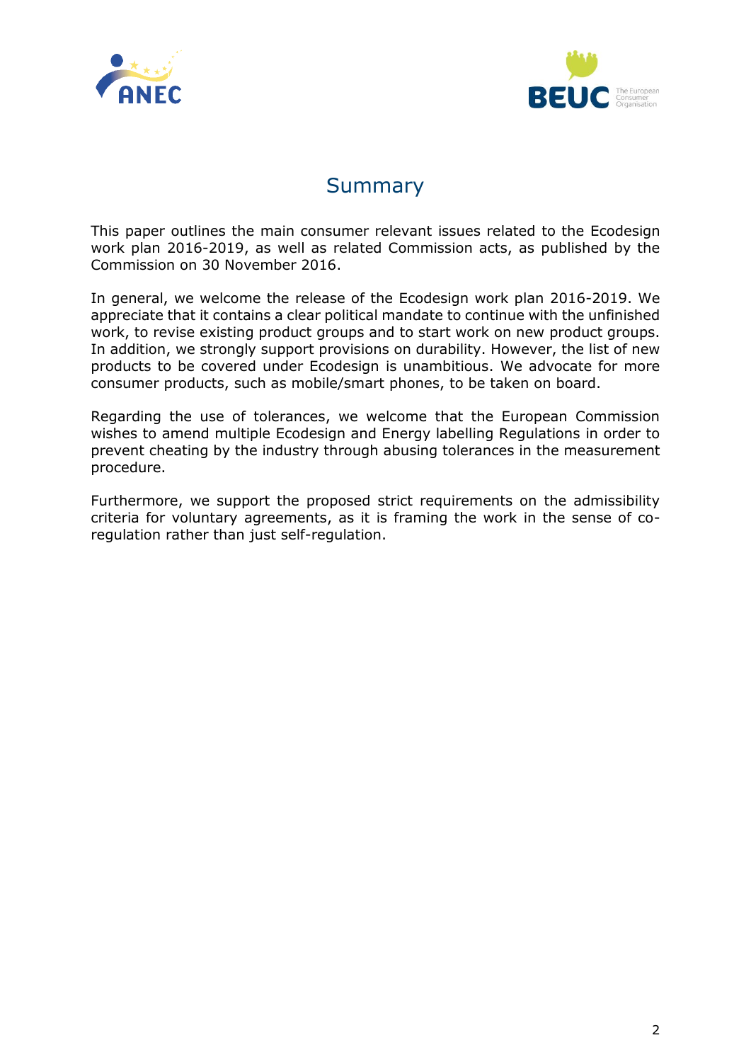## Summary

This paper outlines the main consumer relevant issues related to the Ecodesign work plan 2016-2019, as well as related Commission acts, as published by the Commission on 30 November 2016.

In general, we welcome the release of the Ecodesign work plan 2016-2019. We appreciate that it contains a clear political mandate to continue with the unfinished work, to revise existing product groups and to start work on new product groups. In addition, we strongly support provisions on durability. However, the list of new products to be covered under Ecodesign is unambitious. We advocate for more consumer products, such as mobile/smart phones, to be taken on board.

Regarding the use of tolerances, we welcome that the European Commission wishes to amend multiple Ecodesign and Energy labelling Regulations in order to prevent cheating by the industry through abusing tolerances in the measurement procedure.

Furthermore, we support the proposed strict requirements on the admissibility criteria for voluntary agreements, as it is framing the work in the sense of co-regulation rather than just self-regulation.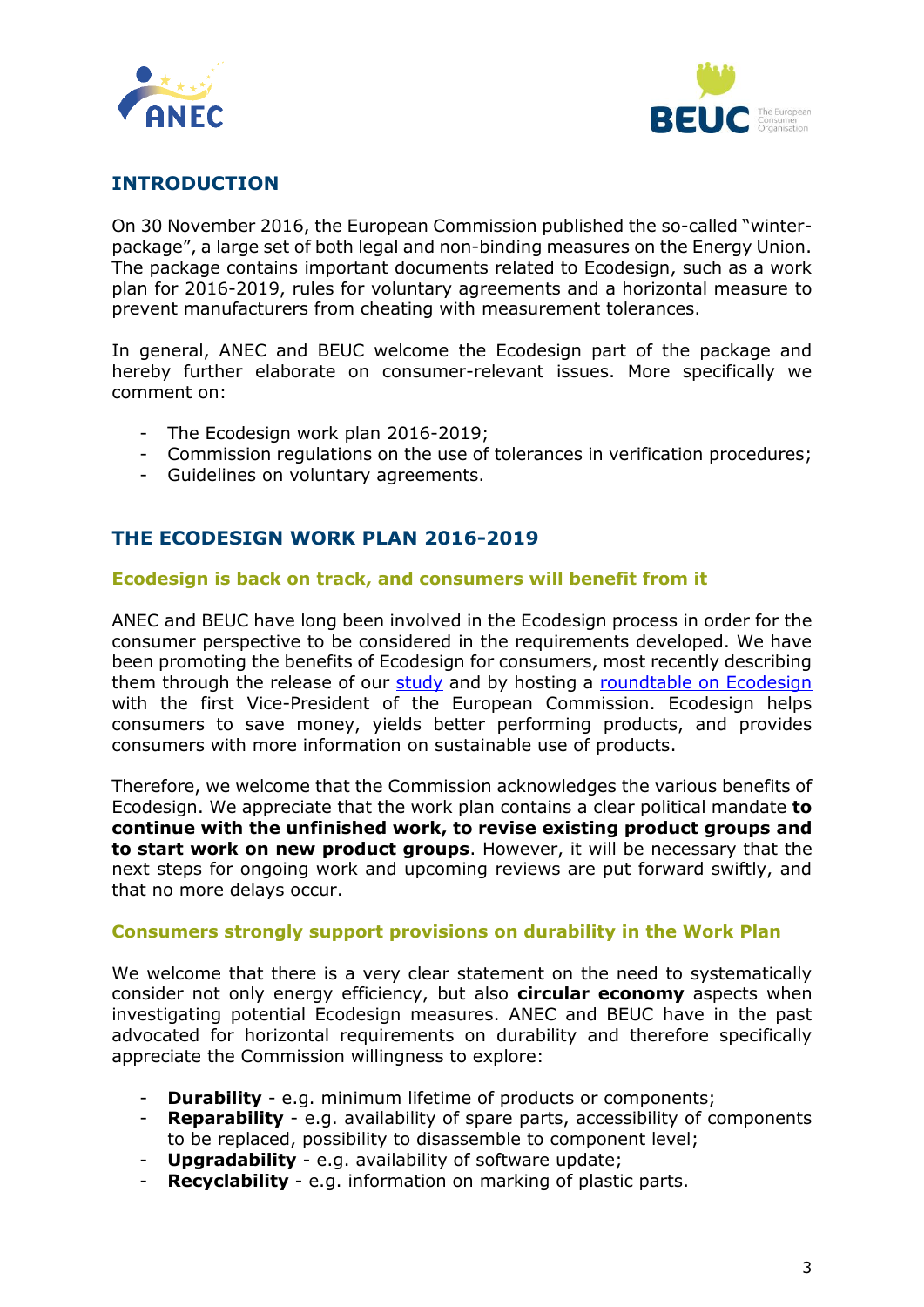## INTRODUCTION

On 30 November 2016, the European Commission published the so-called "winter-package", a large set of both legal and non-binding measures on the Energy Union. The package contains important documents related to Ecodesign, such as a work plan for 2016-2019, rules for voluntary agreements and a horizontal measure to prevent manufacturers from cheating with measurement tolerances.

In general, ANEC and BEUC welcome the Ecodesign part of the package and hereby further elaborate on consumer-relevant issues. More specifically we comment on:

- The Ecodesign work plan 2016-2019;
- Commission regulations on the use of tolerances in verification procedures;
- Guidelines on voluntary agreements.

## THE ECODESIGN WORK PLAN 2016-2019

### Ecodesign is back on track, and consumers will benefit from it

ANEC and BEUC have long been involved in the Ecodesign process in order for the consumer perspective to be considered in the requirements developed. We have been promoting the benefits of Ecodesign for consumers, most recently describing them through the release of our study and by hosting a roundtable on Ecodesign with the first Vice-President of the European Commission. Ecodesign helps consumers to save money, yields better performing products, and provides consumers with more information on sustainable use of products.

Therefore, we welcome that the Commission acknowledges the various benefits of Ecodesign. We appreciate that the work plan contains a clear political mandate **to continue with the unfinished work, to revise existing product groups and to start work on new product groups**. However, it will be necessary that the next steps for ongoing work and upcoming reviews are put forward swiftly, and that no more delays occur.

### Consumers strongly support provisions on durability in the Work Plan

We welcome that there is a very clear statement on the need to systematically consider not only energy efficiency, but also **circular economy** aspects when investigating potential Ecodesign measures. ANEC and BEUC have in the past advocated for horizontal requirements on durability and therefore specifically appreciate the Commission willingness to explore:

- **Durability** - e.g. minimum lifetime of products or components;
- **Reparability** - e.g. availability of spare parts, accessibility of components to be replaced, possibility to disassemble to component level;
- **Upgradability** - e.g. availability of software update;
- **Recyclability** - e.g. information on marking of plastic parts.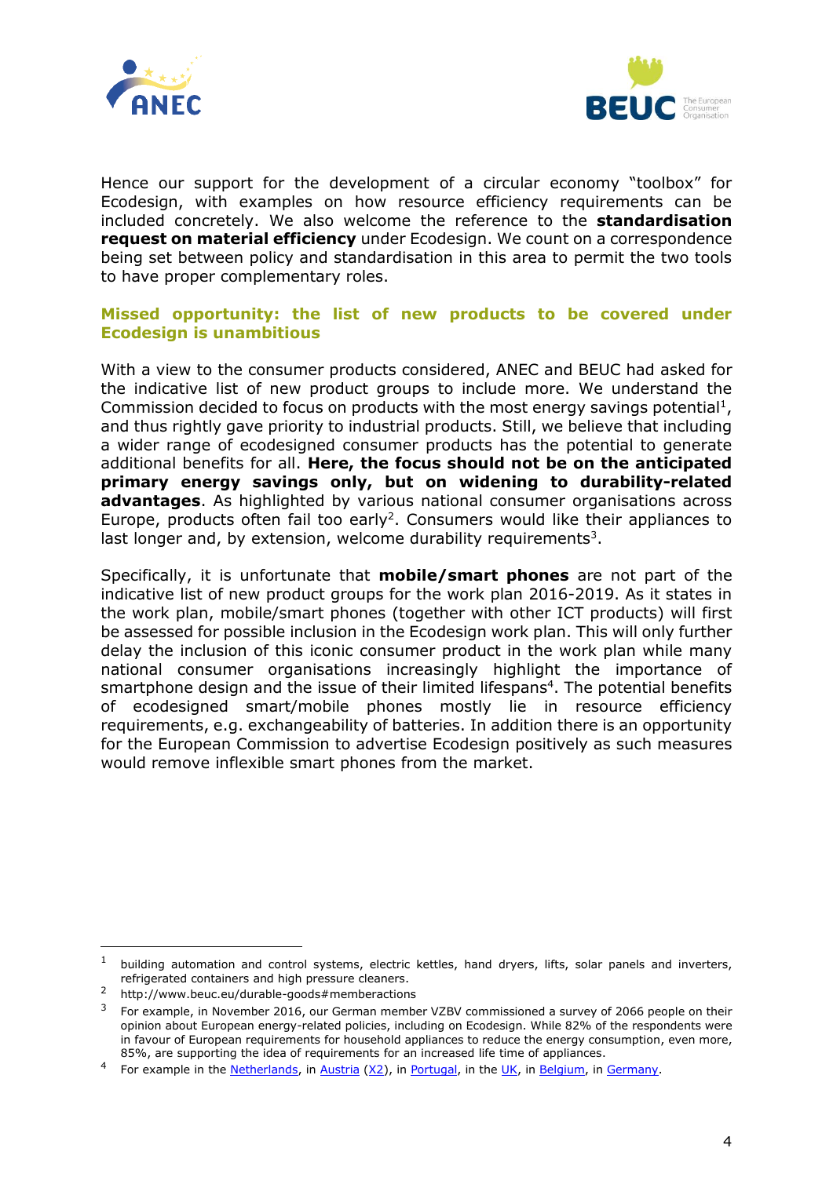Hence our support for the development of a circular economy "toolbox" for Ecodesign, with examples on how resource efficiency requirements can be included concretely. We also welcome the reference to the **standardisation request on material efficiency** under Ecodesign. We count on a correspondence being set between policy and standardisation in this area to permit the two tools to have proper complementary roles.

## Missed opportunity: the list of new products to be covered under Ecodesign is unambitious

With a view to the consumer products considered, ANEC and BEUC had asked for the indicative list of new product groups to include more. We understand the Commission decided to focus on products with the most energy savings potential[1], and thus rightly gave priority to industrial products. Still, we believe that including a wider range of ecodesigned consumer products has the potential to generate additional benefits for all. **Here, the focus should not be on the anticipated primary energy savings only, but on widening to durability-related advantages**. As highlighted by various national consumer organisations across Europe, products often fail too early[2]. Consumers would like their appliances to last longer and, by extension, welcome durability requirements[3].

Specifically, it is unfortunate that **mobile/smart phones** are not part of the indicative list of new product groups for the work plan 2016-2019. As it states in the work plan, mobile/smart phones (together with other ICT products) will first be assessed for possible inclusion in the Ecodesign work plan. This will only further delay the inclusion of this iconic consumer product in the work plan while many national consumer organisations increasingly highlight the importance of smartphone design and the issue of their limited lifespans[4]. The potential benefits of ecodesigned smart/mobile phones mostly lie in resource efficiency requirements, e.g. exchangeability of batteries. In addition there is an opportunity for the European Commission to advertise Ecodesign positively as such measures would remove inflexible smart phones from the market.

---

[1] building automation and control systems, electric kettles, hand dryers, lifts, solar panels and inverters, refrigerated containers and high pressure cleaners.

[2] http://www.beuc.eu/durable-goods#memberactions

[3] For example, in November 2016, our German member VZBV commissioned a survey of 2066 people on their opinion about European energy-related policies, including on Ecodesign. While 82% of the respondents were in favour of European requirements for household appliances to reduce the energy consumption, even more, 85%, are supporting the idea of requirements for an increased life time of appliances.

[4] For example in the Netherlands, in Austria (X2), in Portugal, in the UK, in Belgium, in Germany.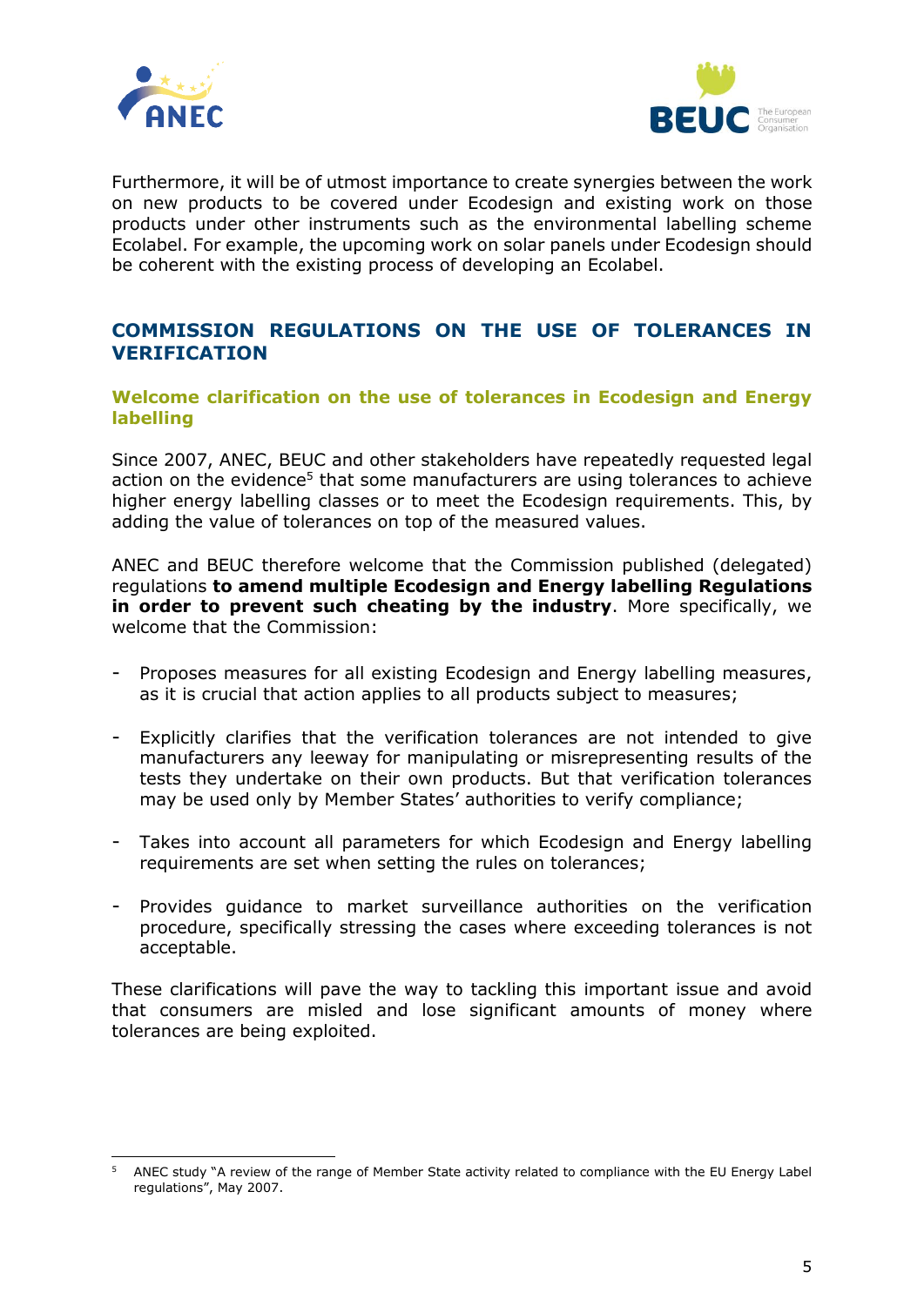Furthermore, it will be of utmost importance to create synergies between the work on new products to be covered under Ecodesign and existing work on those products under other instruments such as the environmental labelling scheme Ecolabel. For example, the upcoming work on solar panels under Ecodesign should be coherent with the existing process of developing an Ecolabel.

## COMMISSION REGULATIONS ON THE USE OF TOLERANCES IN VERIFICATION

### Welcome clarification on the use of tolerances in Ecodesign and Energy labelling

Since 2007, ANEC, BEUC and other stakeholders have repeatedly requested legal action on the evidence[5] that some manufacturers are using tolerances to achieve higher energy labelling classes or to meet the Ecodesign requirements. This, by adding the value of tolerances on top of the measured values.

ANEC and BEUC therefore welcome that the Commission published (delegated) regulations **to amend multiple Ecodesign and Energy labelling Regulations in order to prevent such cheating by the industry**. More specifically, we welcome that the Commission:

- Proposes measures for all existing Ecodesign and Energy labelling measures, as it is crucial that action applies to all products subject to measures;
- Explicitly clarifies that the verification tolerances are not intended to give manufacturers any leeway for manipulating or misrepresenting results of the tests they undertake on their own products. But that verification tolerances may be used only by Member States' authorities to verify compliance;
- Takes into account all parameters for which Ecodesign and Energy labelling requirements are set when setting the rules on tolerances;
- Provides guidance to market surveillance authorities on the verification procedure, specifically stressing the cases where exceeding tolerances is not acceptable.

These clarifications will pave the way to tackling this important issue and avoid that consumers are misled and lose significant amounts of money where tolerances are being exploited.

[5] ANEC study "A review of the range of Member State activity related to compliance with the EU Energy Label regulations", May 2007.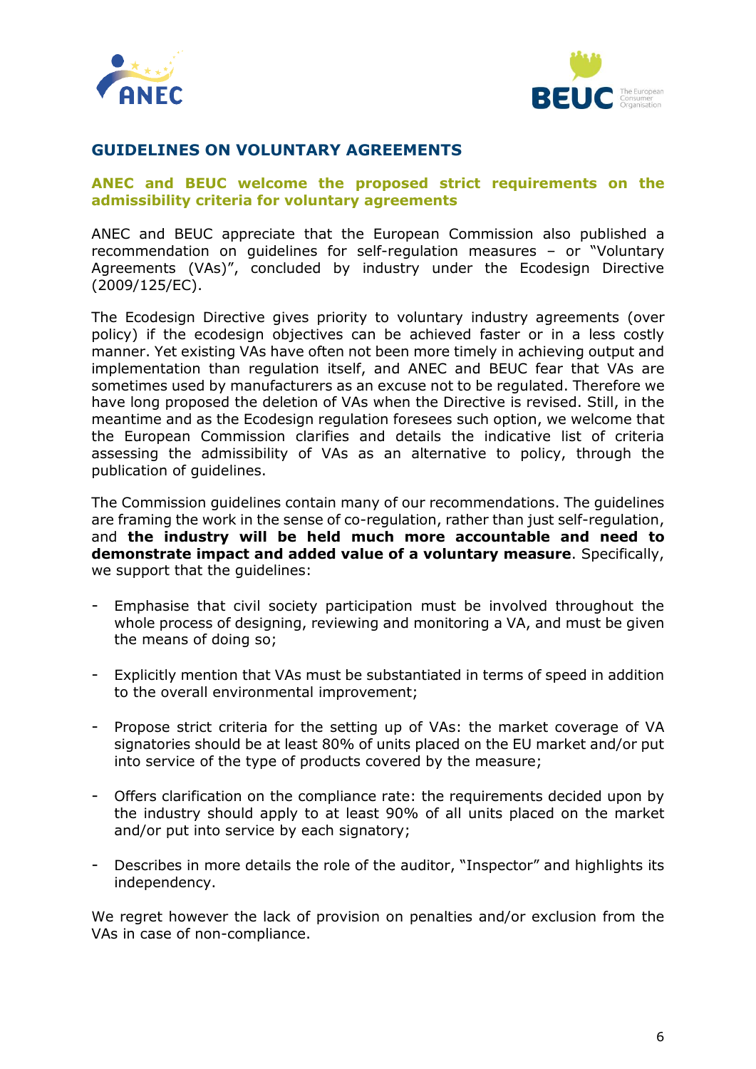## GUIDELINES ON VOLUNTARY AGREEMENTS

### ANEC and BEUC welcome the proposed strict requirements on the admissibility criteria for voluntary agreements

ANEC and BEUC appreciate that the European Commission also published a recommendation on guidelines for self-regulation measures – or "Voluntary Agreements (VAs)", concluded by industry under the Ecodesign Directive (2009/125/EC).

The Ecodesign Directive gives priority to voluntary industry agreements (over policy) if the ecodesign objectives can be achieved faster or in a less costly manner. Yet existing VAs have often not been more timely in achieving output and implementation than regulation itself, and ANEC and BEUC fear that VAs are sometimes used by manufacturers as an excuse not to be regulated. Therefore we have long proposed the deletion of VAs when the Directive is revised. Still, in the meantime and as the Ecodesign regulation foresees such option, we welcome that the European Commission clarifies and details the indicative list of criteria assessing the admissibility of VAs as an alternative to policy, through the publication of guidelines.

The Commission guidelines contain many of our recommendations. The guidelines are framing the work in the sense of co-regulation, rather than just self-regulation, and **the industry will be held much more accountable and need to demonstrate impact and added value of a voluntary measure**. Specifically, we support that the guidelines:

- Emphasise that civil society participation must be involved throughout the whole process of designing, reviewing and monitoring a VA, and must be given the means of doing so;
- Explicitly mention that VAs must be substantiated in terms of speed in addition to the overall environmental improvement;
- Propose strict criteria for the setting up of VAs: the market coverage of VA signatories should be at least 80% of units placed on the EU market and/or put into service of the type of products covered by the measure;
- Offers clarification on the compliance rate: the requirements decided upon by the industry should apply to at least 90% of all units placed on the market and/or put into service by each signatory;
- Describes in more details the role of the auditor, "Inspector" and highlights its independency.

We regret however the lack of provision on penalties and/or exclusion from the VAs in case of non-compliance.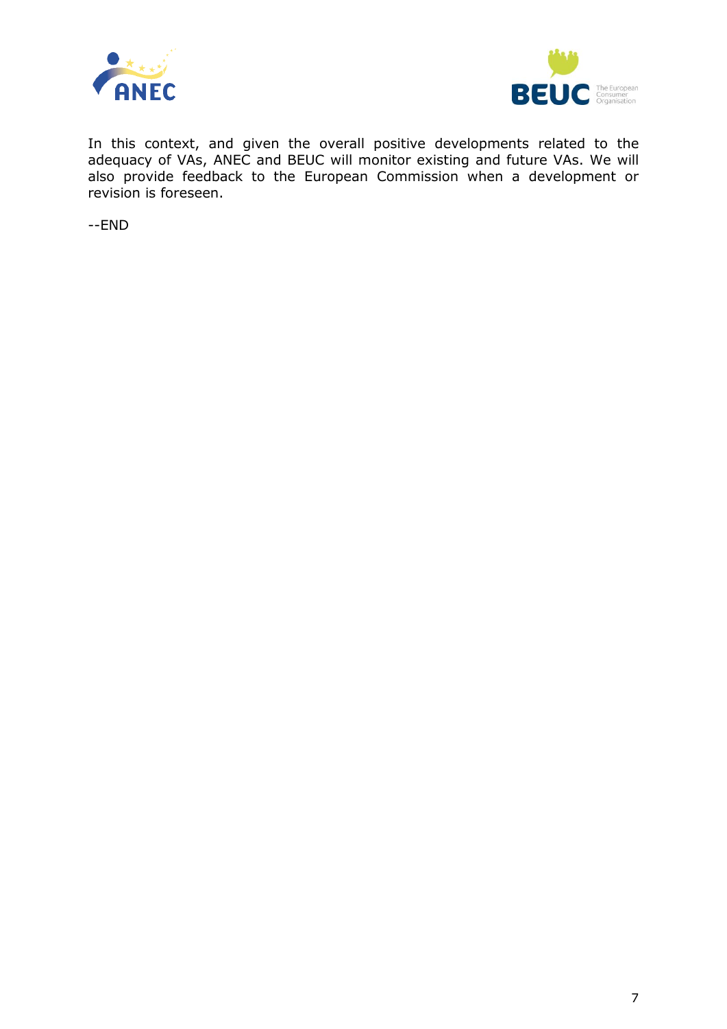In this context, and given the overall positive developments related to the adequacy of VAs, ANEC and BEUC will monitor existing and future VAs. We will also provide feedback to the European Commission when a development or revision is foreseen.

--END